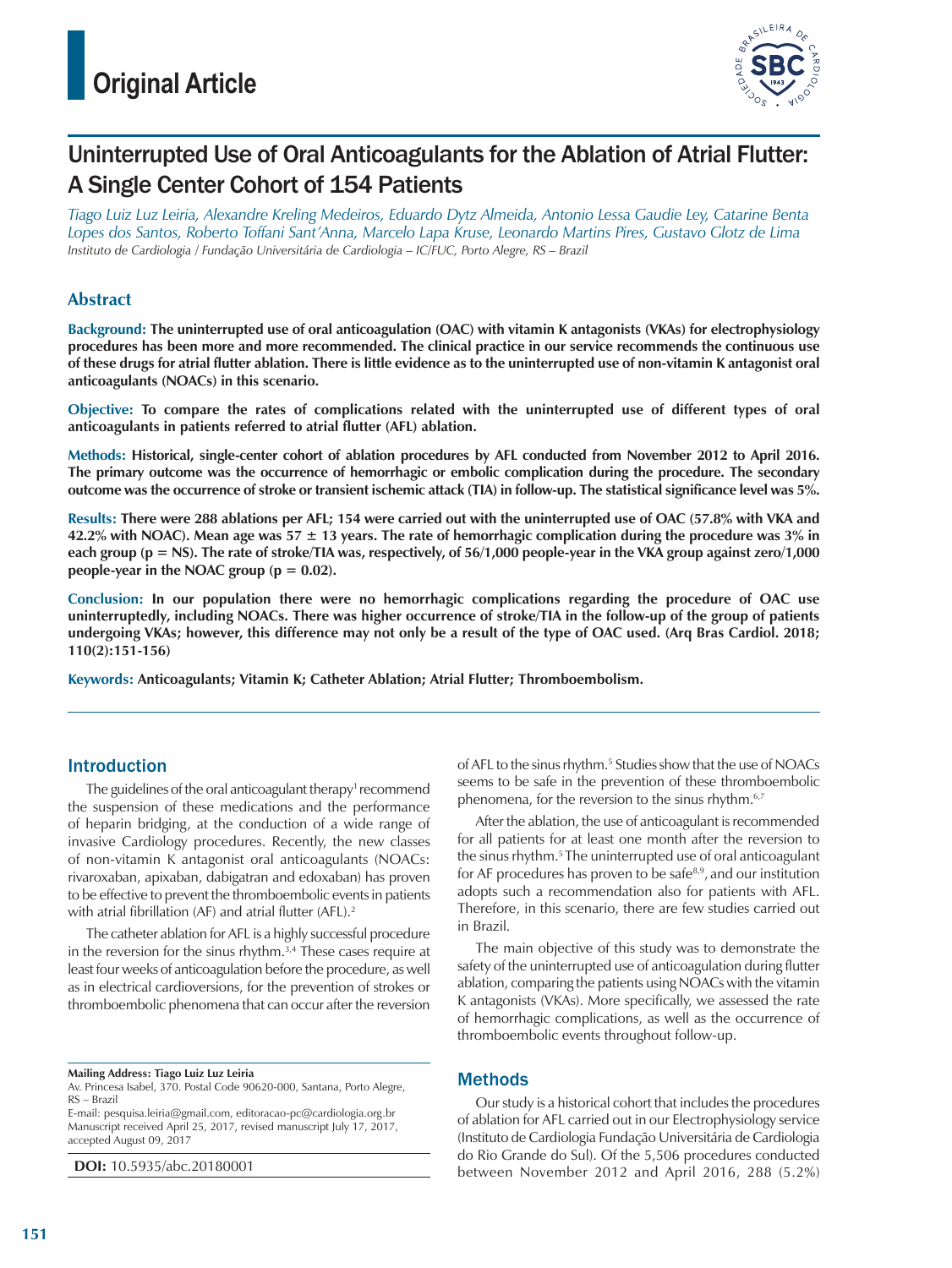# Original Article

# Uninterrupted Use of Oral Anticoagulants for the Ablation of Atrial Flutter: A Single Center Cohort of 154 Patients

*Tiago Luiz Luz Leiria, Alexandre Kreling Medeiros, Eduardo Dytz Almeida, Antonio Lessa Gaudie Ley, Catarine Benta Lopes dos Santos, Roberto Toffani Sant'Anna, Marcelo Lapa Kruse, Leonardo Martins Pires, Gustavo Glotz de Lima*

*Instituto de Cardiologia / Fundação Universitária de Cardiologia – IC/FUC, Porto Alegre, RS – Brazil*

## Abstract

**Background: The uninterrupted use of oral anticoagulation (OAC) with vitamin K antagonists (VKAs) for electrophysiology procedures has been more and more recommended. The clinical practice in our service recommends the continuous use of these drugs for atrial flutter ablation. There is little evidence as to the uninterrupted use of non-vitamin K antagonist oral anticoagulants (NOACs) in this scenario.**

**Objective: To compare the rates of complications related with the uninterrupted use of different types of oral anticoagulants in patients referred to atrial flutter (AFL) ablation.**

**Methods: Historical, single-center cohort of ablation procedures by AFL conducted from November 2012 to April 2016. The primary outcome was the occurrence of hemorrhagic or embolic complication during the procedure. The secondary outcome was the occurrence of stroke or transient ischemic attack (TIA) in follow-up. The statistical significance level was 5%.**

**Results: There were 288 ablations per AFL; 154 were carried out with the uninterrupted use of OAC (57.8% with VKA and 42.2% with NOAC). Mean age was 57 ± 13 years. The rate of hemorrhagic complication during the procedure was 3% in each group (p = NS). The rate of stroke/TIA was, respectively, of 56/1,000 people-year in the VKA group against zero/1,000 people-year in the NOAC group (p = 0.02).**

**Conclusion: In our population there were no hemorrhagic complications regarding the procedure of OAC use uninterruptedly, including NOACs. There was higher occurrence of stroke/TIA in the follow-up of the group of patients undergoing VKAs; however, this difference may not only be a result of the type of OAC used. (Arq Bras Cardiol. 2018; 110(2):151-156)**

**Keywords:** **Anticoagulants; Vitamin K; Catheter Ablation; Atrial Flutter; Thromboembolism.**

## Introduction

The guidelines of the oral anticoagulant therapy[1] recommend the suspension of these medications and the performance of heparin bridging, at the conduction of a wide range of invasive Cardiology procedures. Recently, the new classes of non-vitamin K antagonist oral anticoagulants (NOACs: rivaroxaban, apixaban, dabigatran and edoxaban) has proven to be effective to prevent the thromboembolic events in patients with atrial fibrillation (AF) and atrial flutter (AFL).[2]

The catheter ablation for AFL is a highly successful procedure in the reversion for the sinus rhythm.[3,4] These cases require at least four weeks of anticoagulation before the procedure, as well as in electrical cardioversions, for the prevention of strokes or thromboembolic phenomena that can occur after the reversion of AFL to the sinus rhythm.[5] Studies show that the use of NOACs seems to be safe in the prevention of these thromboembolic phenomena, for the reversion to the sinus rhythm.[6,7]

After the ablation, the use of anticoagulant is recommended for all patients for at least one month after the reversion to the sinus rhythm.[5] The uninterrupted use of oral anticoagulant for AF procedures has proven to be safe[8,9], and our institution adopts such a recommendation also for patients with AFL. Therefore, in this scenario, there are few studies carried out in Brazil.

The main objective of this study was to demonstrate the safety of the uninterrupted use of anticoagulation during flutter ablation, comparing the patients using NOACs with the vitamin K antagonists (VKAs). More specifically, we assessed the rate of hemorrhagic complications, as well as the occurrence of thromboembolic events throughout follow-up.

## Methods

Our study is a historical cohort that includes the procedures of ablation for AFL carried out in our Electrophysiology service (Instituto de Cardiologia Fundação Universitária de Cardiologia do Rio Grande do Sul). Of the 5,506 procedures conducted between November 2012 and April 2016, 288 (5.2%)

**Mailing Address: Tiago Luiz Luz Leiria**
Av. Princesa Isabel, 370. Postal Code 90620-000, Santana, Porto Alegre, RS – Brazil
E-mail: pesquisa.leiria@gmail.com, editoracao-pc@cardiologia.org.br
Manuscript received April 25, 2017, revised manuscript July 17, 2017, accepted August 09, 2017

**DOI:** 10.5935/abc.20180001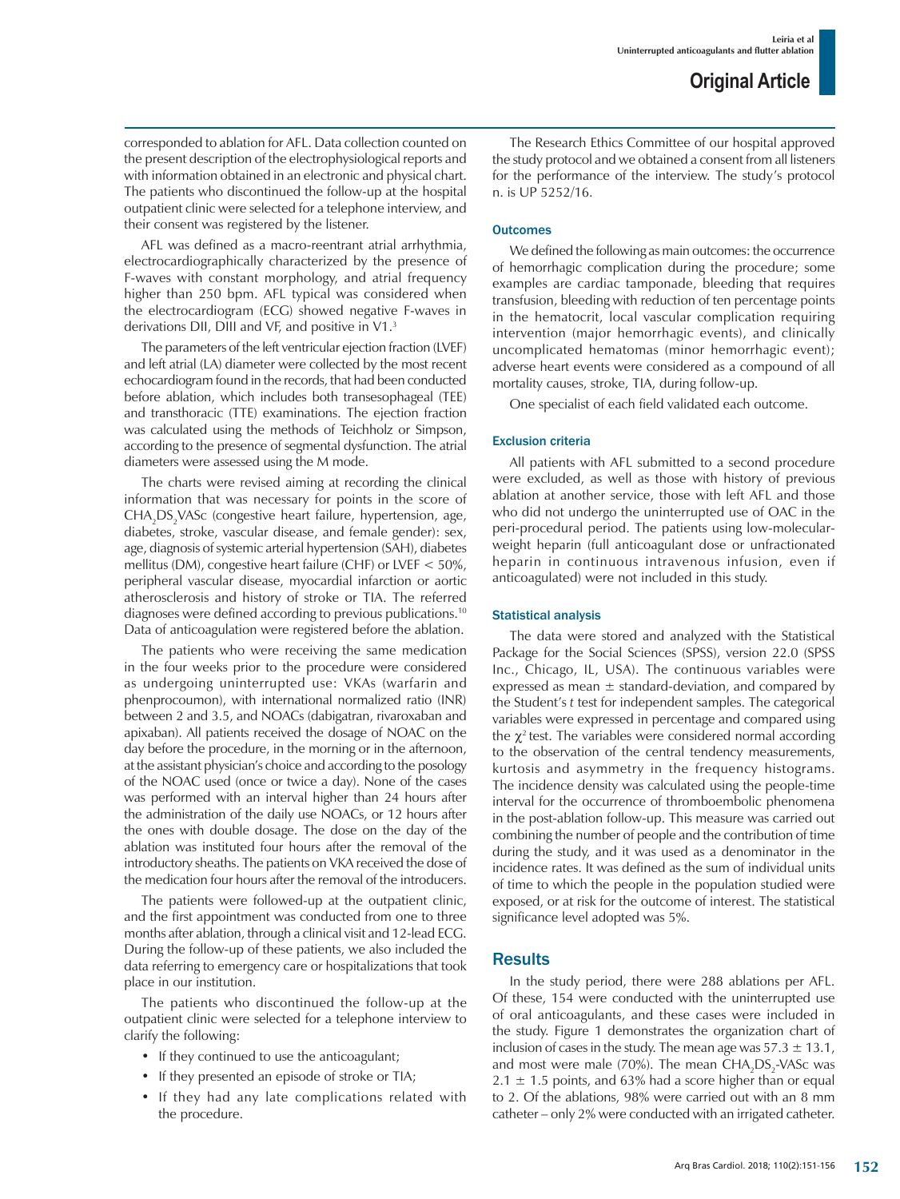corresponded to ablation for AFL. Data collection counted on the present description of the electrophysiological reports and with information obtained in an electronic and physical chart. The patients who discontinued the follow-up at the hospital outpatient clinic were selected for a telephone interview, and their consent was registered by the listener.

AFL was defined as a macro-reentrant atrial arrhythmia, electrocardiographically characterized by the presence of F-waves with constant morphology, and atrial frequency higher than 250 bpm. AFL typical was considered when the electrocardiogram (ECG) showed negative F-waves in derivations DII, DIII and VF, and positive in V1.[3]

The parameters of the left ventricular ejection fraction (LVEF) and left atrial (LA) diameter were collected by the most recent echocardiogram found in the records, that had been conducted before ablation, which includes both transesophageal (TEE) and transthoracic (TTE) examinations. The ejection fraction was calculated using the methods of Teichholz or Simpson, according to the presence of segmental dysfunction. The atrial diameters were assessed using the M mode.

The charts were revised aiming at recording the clinical information that was necessary for points in the score of $CHA_2DS_2VASc$ (congestive heart failure, hypertension, age, diabetes, stroke, vascular disease, and female gender): sex, age, diagnosis of systemic arterial hypertension (SAH), diabetes mellitus (DM), congestive heart failure (CHF) or LVEF < 50%, peripheral vascular disease, myocardial infarction or aortic atherosclerosis and history of stroke or TIA. The referred diagnoses were defined according to previous publications.[10] Data of anticoagulation were registered before the ablation.

The patients who were receiving the same medication in the four weeks prior to the procedure were considered as undergoing uninterrupted use: VKAs (warfarin and phenprocoumon), with international normalized ratio (INR) between 2 and 3.5, and NOACs (dabigatran, rivaroxaban and apixaban). All patients received the dosage of NOAC on the day before the procedure, in the morning or in the afternoon, at the assistant physician's choice and according to the posology of the NOAC used (once or twice a day). None of the cases was performed with an interval higher than 24 hours after the administration of the daily use NOACs, or 12 hours after the ones with double dosage. The dose on the day of the ablation was instituted four hours after the removal of the introductory sheaths. The patients on VKA received the dose of the medication four hours after the removal of the introducers.

The patients were followed-up at the outpatient clinic, and the first appointment was conducted from one to three months after ablation, through a clinical visit and 12-lead ECG. During the follow-up of these patients, we also included the data referring to emergency care or hospitalizations that took place in our institution.

The patients who discontinued the follow-up at the outpatient clinic were selected for a telephone interview to clarify the following:

- If they continued to use the anticoagulant;
- If they presented an episode of stroke or TIA;
- If they had any late complications related with the procedure.

The Research Ethics Committee of our hospital approved the study protocol and we obtained a consent from all listeners for the performance of the interview. The study's protocol n. is UP 5252/16.

### Outcomes

We defined the following as main outcomes: the occurrence of hemorrhagic complication during the procedure; some examples are cardiac tamponade, bleeding that requires transfusion, bleeding with reduction of ten percentage points in the hematocrit, local vascular complication requiring intervention (major hemorrhagic events), and clinically uncomplicated hematomas (minor hemorrhagic event); adverse heart events were considered as a compound of all mortality causes, stroke, TIA, during follow-up.

One specialist of each field validated each outcome.

### Exclusion criteria

All patients with AFL submitted to a second procedure were excluded, as well as those with history of previous ablation at another service, those with left AFL and those who did not undergo the uninterrupted use of OAC in the peri-procedural period. The patients using low-molecular-weight heparin (full anticoagulant dose or unfractionated heparin in continuous intravenous infusion, even if anticoagulated) were not included in this study.

### Statistical analysis

The data were stored and analyzed with the Statistical Package for the Social Sciences (SPSS), version 22.0 (SPSS Inc., Chicago, IL, USA). The continuous variables were expressed as mean ± standard-deviation, and compared by the Student's *t* test for independent samples. The categorical variables were expressed in percentage and compared using the $\chi^2$ test. The variables were considered normal according to the observation of the central tendency measurements, kurtosis and asymmetry in the frequency histograms. The incidence density was calculated using the people-time interval for the occurrence of thromboembolic phenomena in the post-ablation follow-up. This measure was carried out combining the number of people and the contribution of time during the study, and it was used as a denominator in the incidence rates. It was defined as the sum of individual units of time to which the people in the population studied were exposed, or at risk for the outcome of interest. The statistical significance level adopted was 5%.

## Results

In the study period, there were 288 ablations per AFL. Of these, 154 were conducted with the uninterrupted use of oral anticoagulants, and these cases were included in the study. Figure 1 demonstrates the organization chart of inclusion of cases in the study. The mean age was 57.3 ± 13.1, and most were male (70%). The mean $CHA_2DS_2$-VASc was 2.1 ± 1.5 points, and 63% had a score higher than or equal to 2. Of the ablations, 98% were carried out with an 8 mm catheter – only 2% were conducted with an irrigated catheter.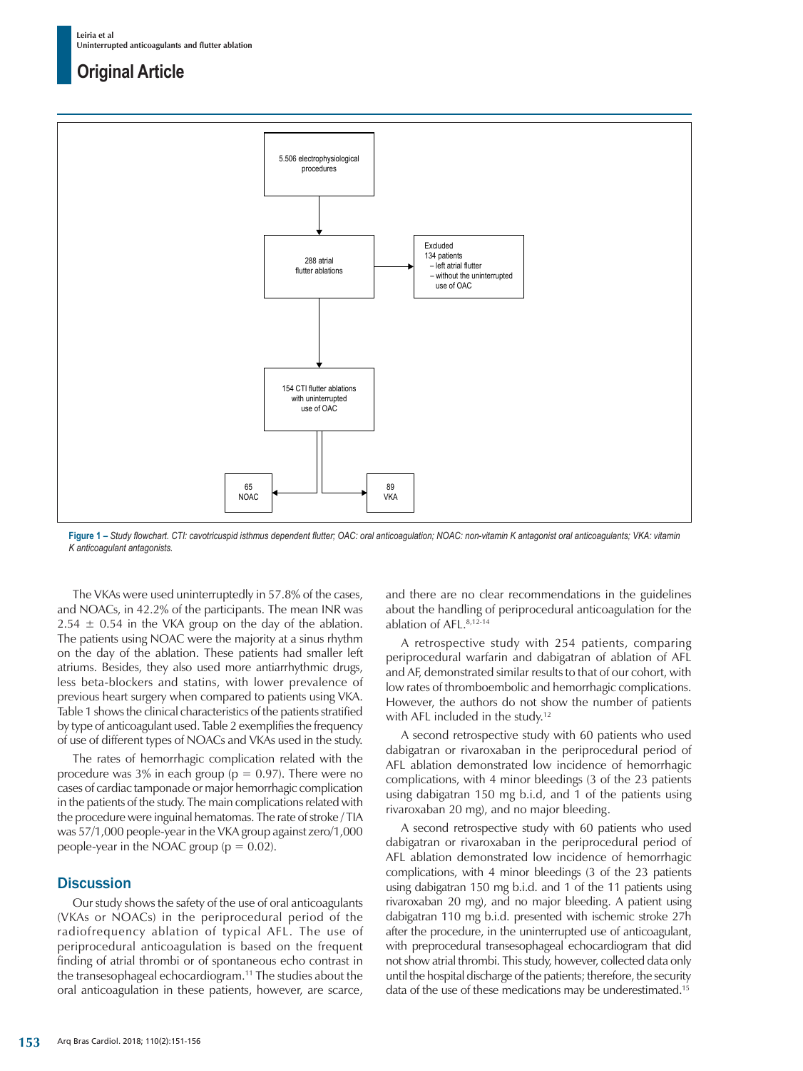5.506 electrophysiological procedures

288 atrial flutter ablations

Excluded
134 patients
– left atrial flutter
– without the uninterrupted use of OAC

154 CTI flutter ablations with uninterrupted use of OAC

65 NOAC

89 VKA

**Figure 1 –** *Study flowchart. CTI: cavotricuspid isthmus dependent flutter; OAC: oral anticoagulation; NOAC: non-vitamin K antagonist oral anticoagulants; VKA: vitamin K anticoagulant antagonists.*

The VKAs were used uninterruptedly in 57.8% of the cases, and NOACs, in 42.2% of the participants. The mean INR was $2.54 \pm 0.54$ in the VKA group on the day of the ablation. The patients using NOAC were the majority at a sinus rhythm on the day of the ablation. These patients had smaller left atriums. Besides, they also used more antiarrhythmic drugs, less beta-blockers and statins, with lower prevalence of previous heart surgery when compared to patients using VKA. Table 1 shows the clinical characteristics of the patients stratified by type of anticoagulant used. Table 2 exemplifies the frequency of use of different types of NOACs and VKAs used in the study.

The rates of hemorrhagic complication related with the procedure was 3% in each group ($p = 0.97$). There were no cases of cardiac tamponade or major hemorrhagic complication in the patients of the study. The main complications related with the procedure were inguinal hematomas. The rate of stroke / TIA was 57/1,000 people-year in the VKA group against zero/1,000 people-year in the NOAC group ($p = 0.02$).

## Discussion

Our study shows the safety of the use of oral anticoagulants (VKAs or NOACs) in the periprocedural period of the radiofrequency ablation of typical AFL. The use of periprocedural anticoagulation is based on the frequent finding of atrial thrombi or of spontaneous echo contrast in the transesophageal echocardiogram.[11] The studies about the oral anticoagulation in these patients, however, are scarce, and there are no clear recommendations in the guidelines about the handling of periprocedural anticoagulation for the ablation of AFL.[8,12-14]

A retrospective study with 254 patients, comparing periprocedural warfarin and dabigatran of ablation of AFL and AF, demonstrated similar results to that of our cohort, with low rates of thromboembolic and hemorrhagic complications. However, the authors do not show the number of patients with AFL included in the study.[12]

A second retrospective study with 60 patients who used dabigatran or rivaroxaban in the periprocedural period of AFL ablation demonstrated low incidence of hemorrhagic complications, with 4 minor bleedings (3 of the 23 patients using dabigatran 150 mg b.i.d, and 1 of the patients using rivaroxaban 20 mg), and no major bleeding.

A second retrospective study with 60 patients who used dabigatran or rivaroxaban in the periprocedural period of AFL ablation demonstrated low incidence of hemorrhagic complications, with 4 minor bleedings (3 of the 23 patients using dabigatran 150 mg b.i.d. and 1 of the 11 patients using rivaroxaban 20 mg), and no major bleeding. A patient using dabigatran 110 mg b.i.d. presented with ischemic stroke 27h after the procedure, in the uninterrupted use of anticoagulant, with preprocedural transesophageal echocardiogram that did not show atrial thrombi. This study, however, collected data only until the hospital discharge of the patients; therefore, the security data of the use of these medications may be underestimated.[15]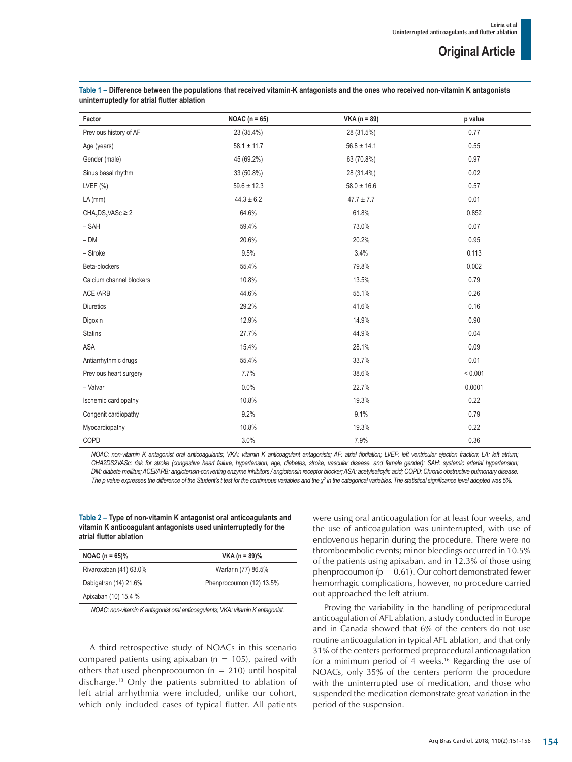**Table 1 – Difference between the populations that received vitamin-K antagonists and the ones who received non-vitamin K antagonists uninterruptedly for atrial flutter ablation**

| Factor | NOAC (n = 65) | VKA (n = 89) | p value |
|---|---|---|---|
| Previous history of AF | 23 (35.4%) | 28 (31.5%) | 0.77 |
| Age (years) | 58.1 ± 11.7 | 56.8 ± 14.1 | 0.55 |
| Gender (male) | 45 (69.2%) | 63 (70.8%) | 0.97 |
| Sinus basal rhythm | 33 (50.8%) | 28 (31.4%) | 0.02 |
| LVEF (%) | 59.6 ± 12.3 | 58.0 ± 16.6 | 0.57 |
| LA (mm) | 44.3 ± 6.2 | 47.7 ± 7.7 | 0.01 |
| $CHA_2DS_2VASc \geq 2$ | 64.6% | 61.8% | 0.852 |
| – SAH | 59.4% | 73.0% | 0.07 |
| – DM | 20.6% | 20.2% | 0.95 |
| – Stroke | 9.5% | 3.4% | 0.113 |
| Beta-blockers | 55.4% | 79.8% | 0.002 |
| Calcium channel blockers | 10.8% | 13.5% | 0.79 |
| ACEi/ARB | 44.6% | 55.1% | 0.26 |
| Diuretics | 29.2% | 41.6% | 0.16 |
| Digoxin | 12.9% | 14.9% | 0.90 |
| Statins | 27.7% | 44.9% | 0.04 |
| ASA | 15.4% | 28.1% | 0.09 |
| Antiarrhythmic drugs | 55.4% | 33.7% | 0.01 |
| Previous heart surgery | 7.7% | 38.6% | < 0.001 |
| – Valvar | 0.0% | 22.7% | 0.0001 |
| Ischemic cardiopathy | 10.8% | 19.3% | 0.22 |
| Congenit cardiopathy | 9.2% | 9.1% | 0.79 |
| Myocardiopathy | 10.8% | 19.3% | 0.22 |
| COPD | 3.0% | 7.9% | 0.36 |

*NOAC: non-vitamin K antagonist oral anticoagulants; VKA: vitamin K anticoagulant antagonists; AF: atrial fibrilation; LVEF: left ventricular ejection fraction; LA: left atrium; CHA2DS2VASc: risk for stroke (congestive heart failure, hypertension, age, diabetes, stroke, vascular disease, and female gender); SAH: systemic arterial hypertension; DM: diabete mellitus; ACEi/ARB: angiotensin-converting enzyme inhibitors / angiotensin receptor blocker; ASA: acetylsalicylic acid; COPD: Chronic obstructive pulmonary disease. The p value expresses the difference of the Student's t test for the continuous variables and the $\chi^2$ in the categorical variables. The statistical significance level adopted was 5%.*

**Table 2 – Type of non-vitamin K antagonist oral anticoagulants and vitamin K anticoagulant antagonists used uninterruptedly for the atrial flutter ablation**

| NOAC (n = 65)% | VKA (n = 89)% |
|---|---|
| Rivaroxaban (41) 63.0% | Warfarin (77) 86.5% |
| Dabigatran (14) 21.6% | Phenprocoumon (12) 13.5% |
| Apixaban (10) 15.4 % | |

*NOAC: non-vitamin K antagonist oral anticoagulants; VKA: vitamin K antagonist.*

A third retrospective study of NOACs in this scenario compared patients using apixaban (n = 105), paired with others that used phenprocoumon (n = 210) until hospital discharge.[13] Only the patients submitted to ablation of left atrial arrhythmia were included, unlike our cohort, which only included cases of typical flutter. All patients were using oral anticoagulation for at least four weeks, and the use of anticoagulation was uninterrupted, with use of endovenous heparin during the procedure. There were no thromboembolic events; minor bleedings occurred in 10.5% of the patients using apixaban, and in 12.3% of those using phenprocoumon (p = 0.61). Our cohort demonstrated fewer hemorrhagic complications, however, no procedure carried out approached the left atrium.

Proving the variability in the handling of periprocedural anticoagulation of AFL ablation, a study conducted in Europe and in Canada showed that 6% of the centers do not use routine anticoagulation in typical AFL ablation, and that only 31% of the centers performed preprocedural anticoagulation for a minimum period of 4 weeks.[16] Regarding the use of NOACs, only 35% of the centers perform the procedure with the uninterrupted use of medication, and those who suspended the medication demonstrate great variation in the period of the suspension.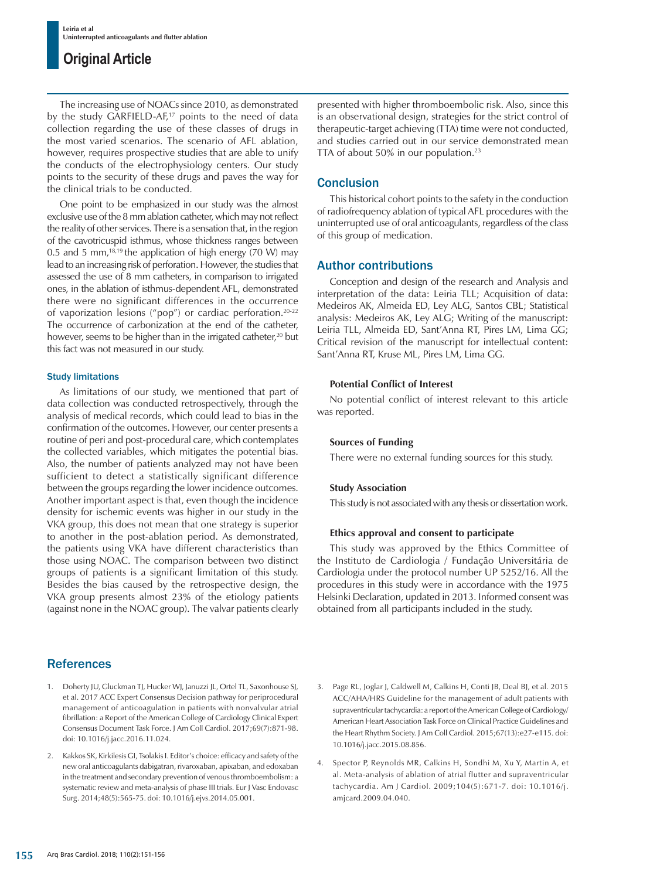The increasing use of NOACs since 2010, as demonstrated by the study GARFIELD-AF,[17] points to the need of data collection regarding the use of these classes of drugs in the most varied scenarios. The scenario of AFL ablation, however, requires prospective studies that are able to unify the conducts of the electrophysiology centers. Our study points to the security of these drugs and paves the way for the clinical trials to be conducted.

One point to be emphasized in our study was the almost exclusive use of the 8 mm ablation catheter, which may not reflect the reality of other services. There is a sensation that, in the region of the cavotricuspid isthmus, whose thickness ranges between 0.5 and 5 mm,[18,19] the application of high energy (70 W) may lead to an increasing risk of perforation. However, the studies that assessed the use of 8 mm catheters, in comparison to irrigated ones, in the ablation of isthmus-dependent AFL, demonstrated there were no significant differences in the occurrence of vaporization lesions ("pop") or cardiac perforation.[20-22] The occurrence of carbonization at the end of the catheter, however, seems to be higher than in the irrigated catheter,[20] but this fact was not measured in our study.

### Study limitations

As limitations of our study, we mentioned that part of data collection was conducted retrospectively, through the analysis of medical records, which could lead to bias in the confirmation of the outcomes. However, our center presents a routine of peri and post-procedural care, which contemplates the collected variables, which mitigates the potential bias. Also, the number of patients analyzed may not have been sufficient to detect a statistically significant difference between the groups regarding the lower incidence outcomes. Another important aspect is that, even though the incidence density for ischemic events was higher in our study in the VKA group, this does not mean that one strategy is superior to another in the post-ablation period. As demonstrated, the patients using VKA have different characteristics than those using NOAC. The comparison between two distinct groups of patients is a significant limitation of this study. Besides the bias caused by the retrospective design, the VKA group presents almost 23% of the etiology patients (against none in the NOAC group). The valvar patients clearly presented with higher thromboembolic risk. Also, since this is an observational design, strategies for the strict control of therapeutic-target achieving (TTA) time were not conducted, and studies carried out in our service demonstrated mean TTA of about 50% in our population.[23]

## Conclusion

This historical cohort points to the safety in the conduction of radiofrequency ablation of typical AFL procedures with the uninterrupted use of oral anticoagulants, regardless of the class of this group of medication.

## Author contributions

Conception and design of the research and Analysis and interpretation of the data: Leiria TLL; Acquisition of data: Medeiros AK, Almeida ED, Ley ALG, Santos CBL; Statistical analysis: Medeiros AK, Ley ALG; Writing of the manuscript: Leiria TLL, Almeida ED, Sant'Anna RT, Pires LM, Lima GG; Critical revision of the manuscript for intellectual content: Sant'Anna RT, Kruse ML, Pires LM, Lima GG.

#### Potential Conflict of Interest

No potential conflict of interest relevant to this article was reported.

#### Sources of Funding

There were no external funding sources for this study.

#### Study Association

This study is not associated with any thesis or dissertation work.

#### Ethics approval and consent to participate

This study was approved by the Ethics Committee of the Instituto de Cardiologia / Fundação Universitária de Cardiologia under the protocol number UP 5252/16. All the procedures in this study were in accordance with the 1975 Helsinki Declaration, updated in 2013. Informed consent was obtained from all participants included in the study.

## References

1. Doherty JU, Gluckman TJ, Hucker WJ, Januzzi JL, Ortel TL, Saxonhouse SJ, et al. 2017 ACC Expert Consensus Decision pathway for periprocedural management of anticoagulation in patients with nonvalvular atrial fibrillation: a Report of the American College of Cardiology Clinical Expert Consensus Document Task Force. J Am Coll Cardiol. 2017;69(7):871-98. doi: 10.1016/j.jacc.2016.11.024.
2. Kakkos SK, Kirkilesis GI, Tsolakis I. Editor's choice: efficacy and safety of the new oral anticoagulants dabigatran, rivaroxaban, apixaban, and edoxaban in the treatment and secondary prevention of venous thromboembolism: a systematic review and meta-analysis of phase III trials. Eur J Vasc Endovasc Surg. 2014;48(5):565-75. doi: 10.1016/j.ejvs.2014.05.001.
3. Page RL, Joglar J, Caldwell M, Calkins H, Conti JB, Deal BJ, et al. 2015 ACC/AHA/HRS Guideline for the management of adult patients with supraventricular tachycardia: a report of the American College of Cardiology/American Heart Association Task Force on Clinical Practice Guidelines and the Heart Rhythm Society. J Am Coll Cardiol. 2015;67(13):e27-e115. doi: 10.1016/j.jacc.2015.08.856.
4. Spector P, Reynolds MR, Calkins H, Sondhi M, Xu Y, Martin A, et al. Meta-analysis of ablation of atrial flutter and supraventricular tachycardia. Am J Cardiol. 2009;104(5):671-7. doi: 10.1016/j.amjcard.2009.04.040.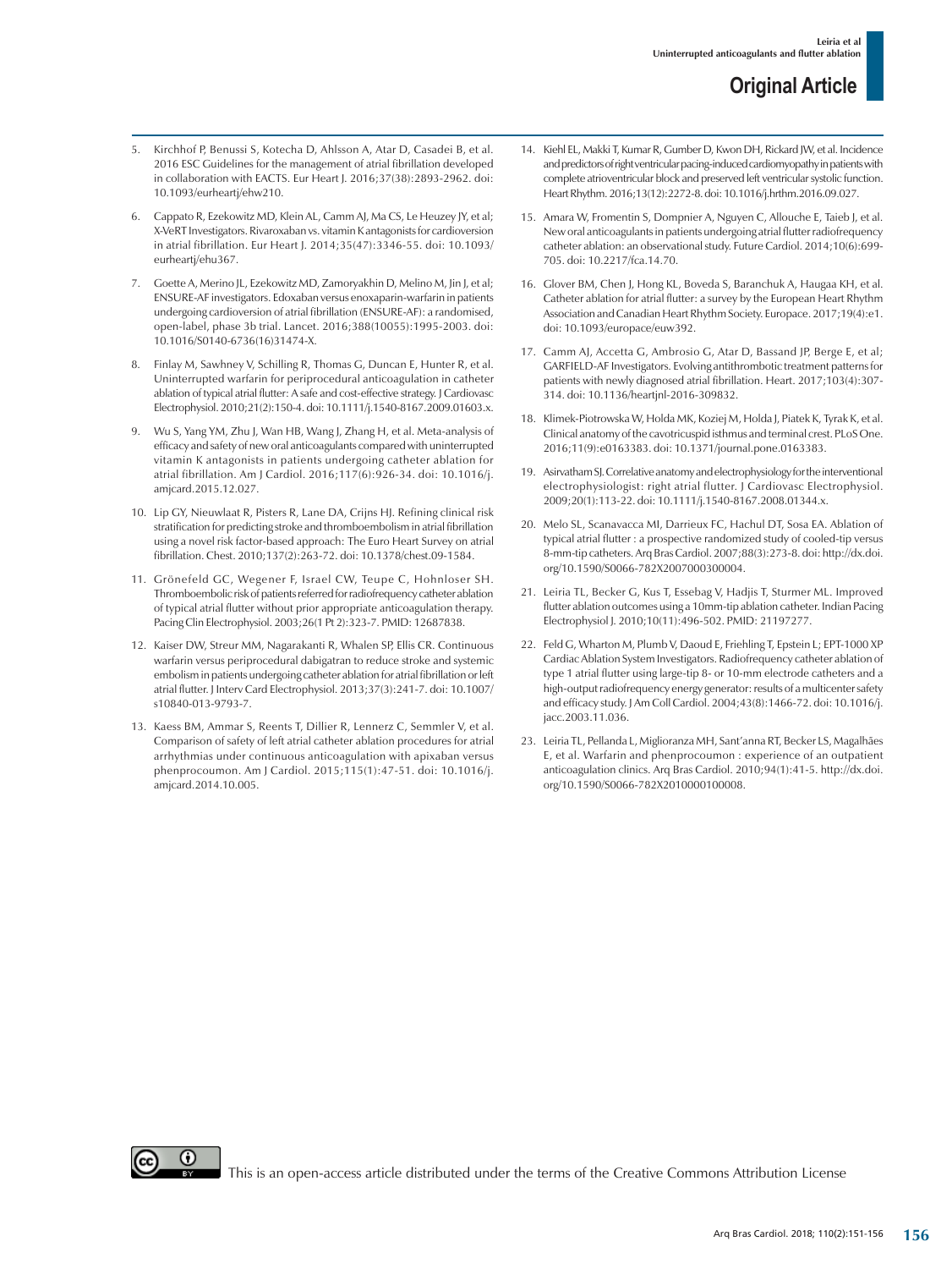5. Kirchhof P, Benussi S, Kotecha D, Ahlsson A, Atar D, Casadei B, et al. 2016 ESC Guidelines for the management of atrial fibrillation developed in collaboration with EACTS. Eur Heart J. 2016;37(38):2893-2962. doi: 10.1093/eurheartj/ehw210.

6. Cappato R, Ezekowitz MD, Klein AL, Camm AJ, Ma CS, Le Heuzey JY, et al; X-VeRT Investigators. Rivaroxaban vs. vitamin K antagonists for cardioversion in atrial fibrillation. Eur Heart J. 2014;35(47):3346-55. doi: 10.1093/eurheartj/ehu367.

7. Goette A, Merino JL, Ezekowitz MD, Zamoryakhin D, Melino M, Jin J, et al; ENSURE-AF investigators. Edoxaban versus enoxaparin-warfarin in patients undergoing cardioversion of atrial fibrillation (ENSURE-AF): a randomised, open-label, phase 3b trial. Lancet. 2016;388(10055):1995-2003. doi: 10.1016/S0140-6736(16)31474-X.

8. Finlay M, Sawhney V, Schilling R, Thomas G, Duncan E, Hunter R, et al. Uninterrupted warfarin for periprocedural anticoagulation in catheter ablation of typical atrial flutter: A safe and cost-effective strategy. J Cardiovasc Electrophysiol. 2010;21(2):150-4. doi: 10.1111/j.1540-8167.2009.01603.x.

9. Wu S, Yang YM, Zhu J, Wan HB, Wang J, Zhang H, et al. Meta-analysis of efficacy and safety of new oral anticoagulants compared with uninterrupted vitamin K antagonists in patients undergoing catheter ablation for atrial fibrillation. Am J Cardiol. 2016;117(6):926-34. doi: 10.1016/j.amjcard.2015.12.027.

10. Lip GY, Nieuwlaat R, Pisters R, Lane DA, Crijns HJ. Refining clinical risk stratification for predicting stroke and thromboembolism in atrial fibrillation using a novel risk factor-based approach: The Euro Heart Survey on atrial fibrillation. Chest. 2010;137(2):263-72. doi: 10.1378/chest.09-1584.

11. Grönefeld GC, Wegener F, Israel CW, Teupe C, Hohnloser SH. Thromboembolic risk of patients referred for radiofrequency catheter ablation of typical atrial flutter without prior appropriate anticoagulation therapy. Pacing Clin Electrophysiol. 2003;26(1 Pt 2):323-7. PMID: 12687838.

12. Kaiser DW, Streur MM, Nagarakanti R, Whalen SP, Ellis CR. Continuous warfarin versus periprocedural dabigatran to reduce stroke and systemic embolism in patients undergoing catheter ablation for atrial fibrillation or left atrial flutter. J Interv Card Electrophysiol. 2013;37(3):241-7. doi: 10.1007/s10840-013-9793-7.

13. Kaess BM, Ammar S, Reents T, Dillier R, Lennerz C, Semmler V, et al. Comparison of safety of left atrial catheter ablation procedures for atrial arrhythmias under continuous anticoagulation with apixaban versus phenprocoumon. Am J Cardiol. 2015;115(1):47-51. doi: 10.1016/j.amjcard.2014.10.005.

14. Kiehl EL, Makki T, Kumar R, Gumber D, Kwon DH, Rickard JW, et al. Incidence and predictors of right ventricular pacing-induced cardiomyopathy in patients with complete atrioventricular block and preserved left ventricular systolic function. Heart Rhythm. 2016;13(12):2272-8. doi: 10.1016/j.hrthm.2016.09.027.

15. Amara W, Fromentin S, Dompnier A, Nguyen C, Allouche E, Taieb J, et al. New oral anticoagulants in patients undergoing atrial flutter radiofrequency catheter ablation: an observational study. Future Cardiol. 2014;10(6):699-705. doi: 10.2217/fca.14.70.

16. Glover BM, Chen J, Hong KL, Boveda S, Baranchuk A, Haugaa KH, et al. Catheter ablation for atrial flutter: a survey by the European Heart Rhythm Association and Canadian Heart Rhythm Society. Europace. 2017;19(4):e1. doi: 10.1093/europace/euw392.

17. Camm AJ, Accetta G, Ambrosio G, Atar D, Bassand JP, Berge E, et al; GARFIELD-AF Investigators. Evolving antithrombotic treatment patterns for patients with newly diagnosed atrial fibrillation. Heart. 2017;103(4):307-314. doi: 10.1136/heartjnl-2016-309832.

18. Klimek-Piotrowska W, Holda MK, Koziej M, Holda J, Piatek K, Tyrak K, et al. Clinical anatomy of the cavotricuspid isthmus and terminal crest. PLoS One. 2016;11(9):e0163383. doi: 10.1371/journal.pone.0163383.

19. Asirvatham SJ. Correlative anatomy and electrophysiology for the interventional electrophysiologist: right atrial flutter. J Cardiovasc Electrophysiol. 2009;20(1):113-22. doi: 10.1111/j.1540-8167.2008.01344.x.

20. Melo SL, Scanavacca MI, Darrieux FC, Hachul DT, Sosa EA. Ablation of typical atrial flutter : a prospective randomized study of cooled-tip versus 8-mm-tip catheters. Arq Bras Cardiol. 2007;88(3):273-8. doi: http://dx.doi.org/10.1590/S0066-782X2007000300004.

21. Leiria TL, Becker G, Kus T, Essebag V, Hadjis T, Sturmer ML. Improved flutter ablation outcomes using a 10mm-tip ablation catheter. Indian Pacing Electrophysiol J. 2010;10(11):496-502. PMID: 21197277.

22. Feld G, Wharton M, Plumb V, Daoud E, Friehling T, Epstein L; EPT-1000 XP Cardiac Ablation System Investigators. Radiofrequency catheter ablation of type 1 atrial flutter using large-tip 8- or 10-mm electrode catheters and a high-output radiofrequency energy generator: results of a multicenter safety and efficacy study. J Am Coll Cardiol. 2004;43(8):1466-72. doi: 10.1016/j.jacc.2003.11.036.

23. Leiria TL, Pellanda L, Miglioranza MH, Sant'anna RT, Becker LS, Magalhães E, et al. Warfarin and phenprocoumon : experience of an outpatient anticoagulation clinics. Arq Bras Cardiol. 2010;94(1):41-5. http://dx.doi.org/10.1590/S0066-782X2010000100008.

This is an open-access article distributed under the terms of the Creative Commons Attribution License